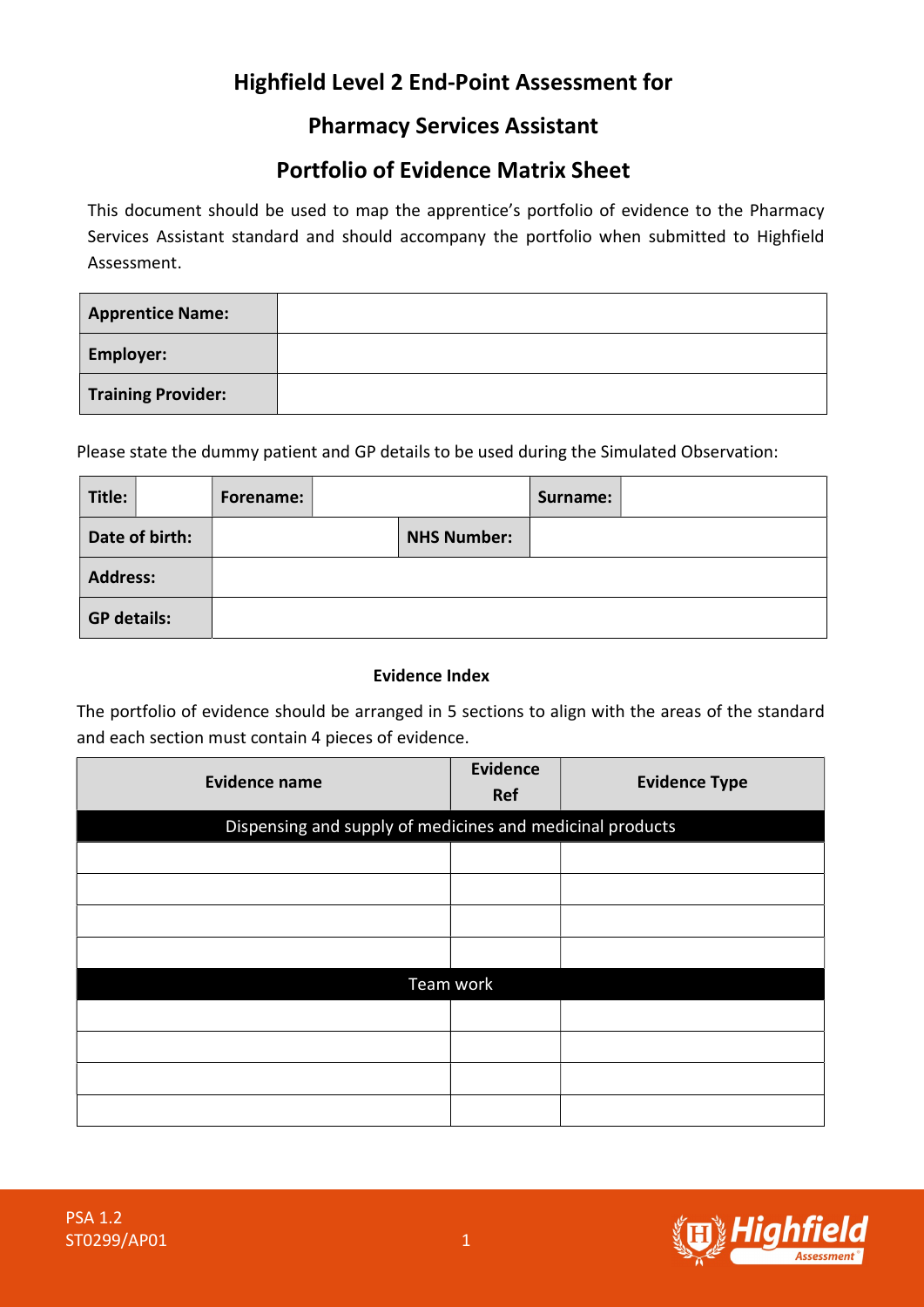# Highfield Level 2 End-Point Assessment for

# Pharmacy Services Assistant

# Portfolio of Evidence Matrix Sheet

This document should be used to map the apprentice's portfolio of evidence to the Pharmacy Services Assistant standard and should accompany the portfolio when submitted to Highfield Assessment.

| **Apprentice Name:** | |
|---|---|
| **Employer:** | |
| **Training Provider:** | |

Please state the dummy patient and GP details to be used during the Simulated Observation:

| **Title:** | | **Forename:** | | | **Surname:** | |
|---|---|---|---|---|---|---|
| **Date of birth:** | | | **NHS Number:** | | | |
| **Address:** | | | | | | |
| **GP details:** | | | | | | |

**Evidence Index**

The portfolio of evidence should be arranged in 5 sections to align with the areas of the standard and each section must contain 4 pieces of evidence.

| Evidence name | Evidence Ref | Evidence Type |
|---|---|---|
| Dispensing and supply of medicines and medicinal products | | |
| | | |
| | | |
| | | |
| | | |
| Team work | | |
| | | |
| | | |
| | | |
| | | |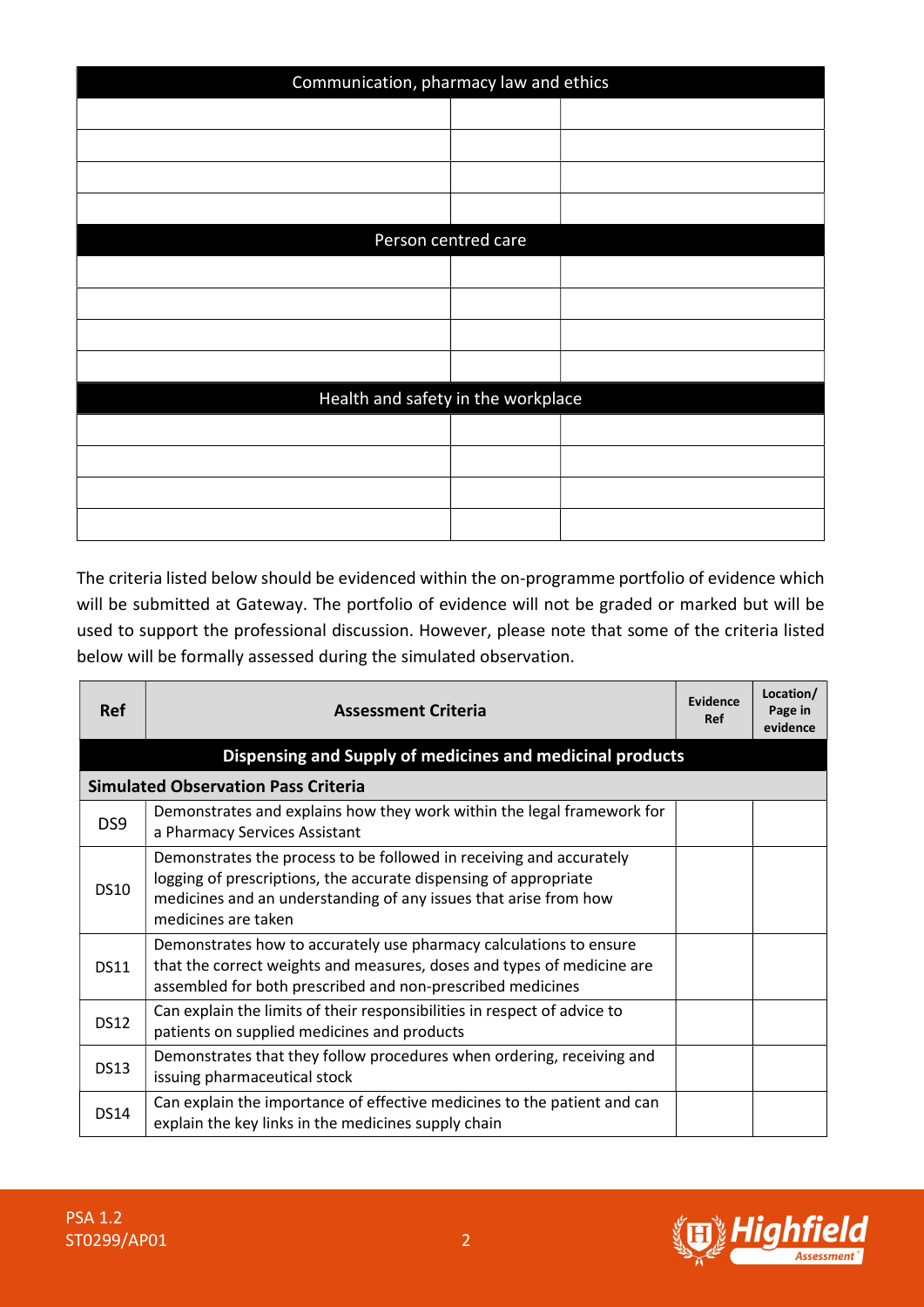| Communication, pharmacy law and ethics | | |
|---|---|---|
| | | |
| | | |
| | | |
| | | |
| **Person centred care** | | |
| | | |
| | | |
| | | |
| | | |
| **Health and safety in the workplace** | | |
| | | |
| | | |
| | | |
| | | |

The criteria listed below should be evidenced within the on-programme portfolio of evidence which will be submitted at Gateway. The portfolio of evidence will not be graded or marked but will be used to support the professional discussion. However, please note that some of the criteria listed below will be formally assessed during the simulated observation.

| Ref | Assessment Criteria | Evidence Ref | Location/ Page in evidence |
|---|---|---|---|
| **Dispensing and Supply of medicines and medicinal products** | | | |
| **Simulated Observation Pass Criteria** | | | |
| DS9 | Demonstrates and explains how they work within the legal framework for a Pharmacy Services Assistant | | |
| DS10 | Demonstrates the process to be followed in receiving and accurately logging of prescriptions, the accurate dispensing of appropriate medicines and an understanding of any issues that arise from how medicines are taken | | |
| DS11 | Demonstrates how to accurately use pharmacy calculations to ensure that the correct weights and measures, doses and types of medicine are assembled for both prescribed and non-prescribed medicines | | |
| DS12 | Can explain the limits of their responsibilities in respect of advice to patients on supplied medicines and products | | |
| DS13 | Demonstrates that they follow procedures when ordering, receiving and issuing pharmaceutical stock | | |
| DS14 | Can explain the importance of effective medicines to the patient and can explain the key links in the medicines supply chain | | |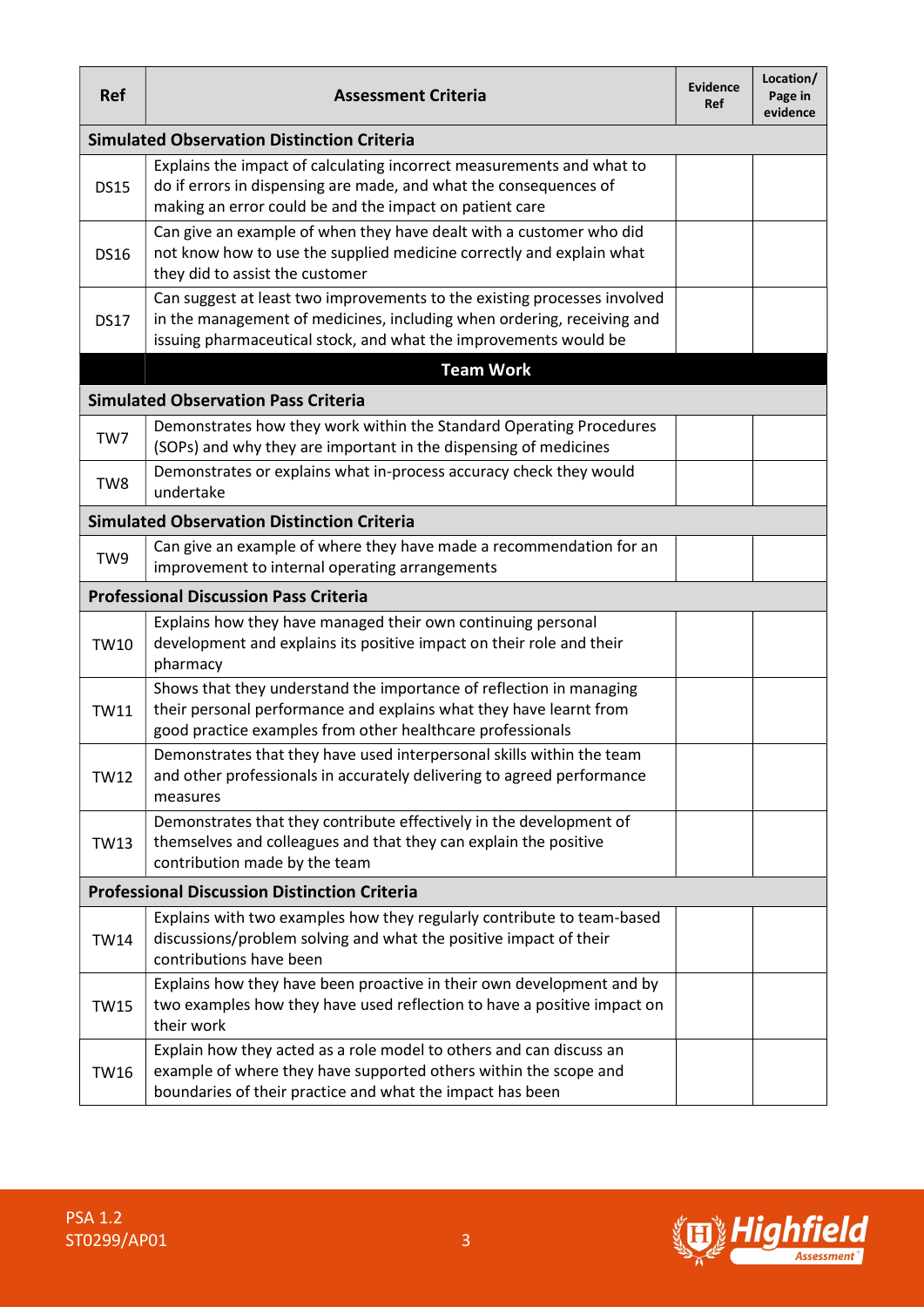| Ref | Assessment Criteria | Evidence Ref | Location/ Page in evidence |
|---|---|---|---|
| **Simulated Observation Distinction Criteria** | | | |
| DS15 | Explains the impact of calculating incorrect measurements and what to do if errors in dispensing are made, and what the consequences of making an error could be and the impact on patient care | | |
| DS16 | Can give an example of when they have dealt with a customer who did not know how to use the supplied medicine correctly and explain what they did to assist the customer | | |
| DS17 | Can suggest at least two improvements to the existing processes involved in the management of medicines, including when ordering, receiving and issuing pharmaceutical stock, and what the improvements would be | | |
| | **Team Work** | | |
| **Simulated Observation Pass Criteria** | | | |
| TW7 | Demonstrates how they work within the Standard Operating Procedures (SOPs) and why they are important in the dispensing of medicines | | |
| TW8 | Demonstrates or explains what in-process accuracy check they would undertake | | |
| **Simulated Observation Distinction Criteria** | | | |
| TW9 | Can give an example of where they have made a recommendation for an improvement to internal operating arrangements | | |
| **Professional Discussion Pass Criteria** | | | |
| TW10 | Explains how they have managed their own continuing personal development and explains its positive impact on their role and their pharmacy | | |
| TW11 | Shows that they understand the importance of reflection in managing their personal performance and explains what they have learnt from good practice examples from other healthcare professionals | | |
| TW12 | Demonstrates that they have used interpersonal skills within the team and other professionals in accurately delivering to agreed performance measures | | |
| TW13 | Demonstrates that they contribute effectively in the development of themselves and colleagues and that they can explain the positive contribution made by the team | | |
| **Professional Discussion Distinction Criteria** | | | |
| TW14 | Explains with two examples how they regularly contribute to team-based discussions/problem solving and what the positive impact of their contributions have been | | |
| TW15 | Explains how they have been proactive in their own development and by two examples how they have used reflection to have a positive impact on their work | | |
| TW16 | Explain how they acted as a role model to others and can discuss an example of where they have supported others within the scope and boundaries of their practice and what the impact has been | | |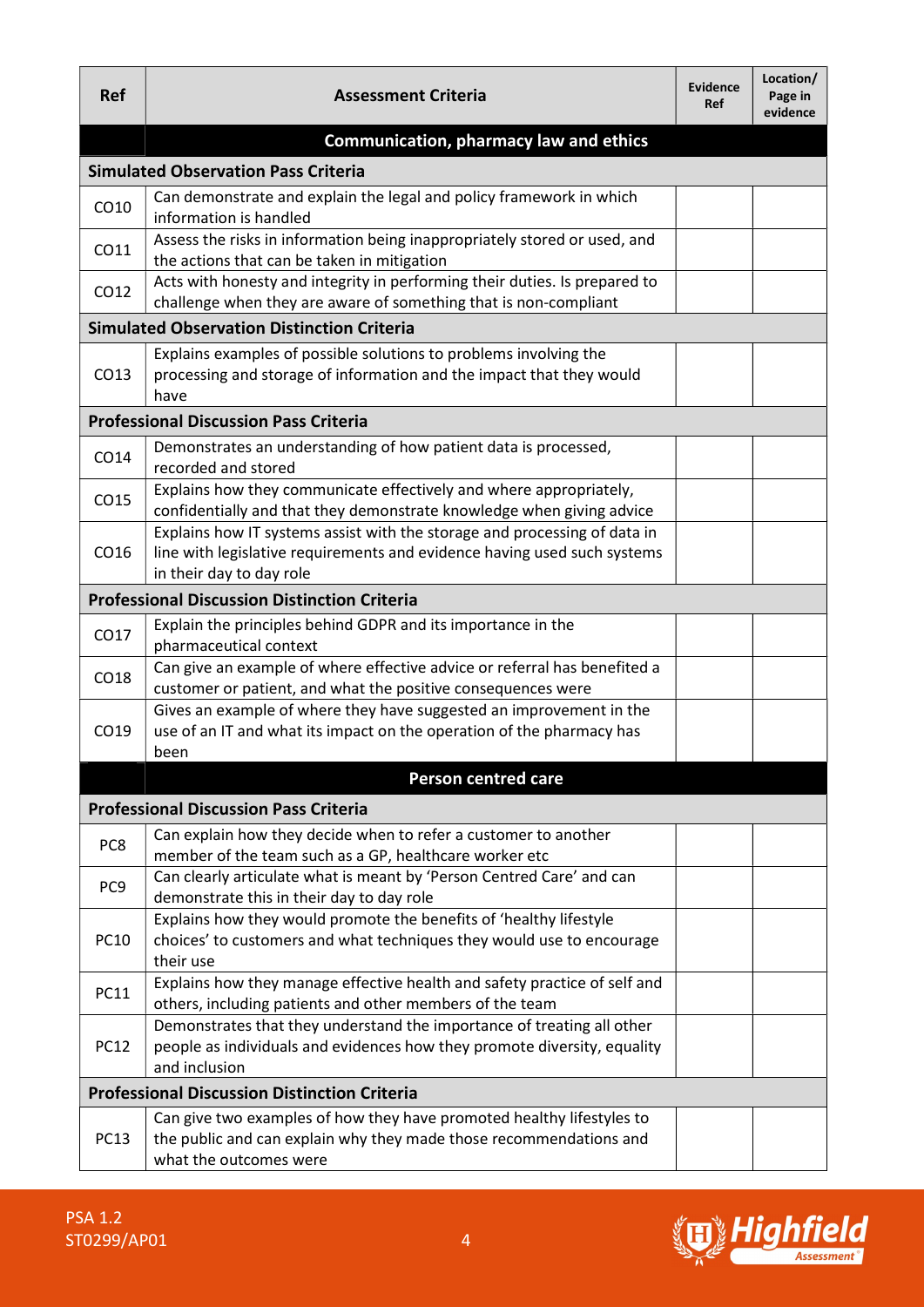| Ref | Assessment Criteria | Evidence Ref | Location/ Page in evidence |
|---|---|---|---|
| | **Communication, pharmacy law and ethics** | | |
| **Simulated Observation Pass Criteria** | | | |
| CO10 | Can demonstrate and explain the legal and policy framework in which information is handled | | |
| CO11 | Assess the risks in information being inappropriately stored or used, and the actions that can be taken in mitigation | | |
| CO12 | Acts with honesty and integrity in performing their duties. Is prepared to challenge when they are aware of something that is non-compliant | | |
| **Simulated Observation Distinction Criteria** | | | |
| CO13 | Explains examples of possible solutions to problems involving the processing and storage of information and the impact that they would have | | |
| **Professional Discussion Pass Criteria** | | | |
| CO14 | Demonstrates an understanding of how patient data is processed, recorded and stored | | |
| CO15 | Explains how they communicate effectively and where appropriately, confidentially and that they demonstrate knowledge when giving advice | | |
| CO16 | Explains how IT systems assist with the storage and processing of data in line with legislative requirements and evidence having used such systems in their day to day role | | |
| **Professional Discussion Distinction Criteria** | | | |
| CO17 | Explain the principles behind GDPR and its importance in the pharmaceutical context | | |
| CO18 | Can give an example of where effective advice or referral has benefited a customer or patient, and what the positive consequences were | | |
| CO19 | Gives an example of where they have suggested an improvement in the use of an IT and what its impact on the operation of the pharmacy has been | | |
| | **Person centred care** | | |
| **Professional Discussion Pass Criteria** | | | |
| PC8 | Can explain how they decide when to refer a customer to another member of the team such as a GP, healthcare worker etc | | |
| PC9 | Can clearly articulate what is meant by 'Person Centred Care' and can demonstrate this in their day to day role | | |
| PC10 | Explains how they would promote the benefits of 'healthy lifestyle choices' to customers and what techniques they would use to encourage their use | | |
| PC11 | Explains how they manage effective health and safety practice of self and others, including patients and other members of the team | | |
| PC12 | Demonstrates that they understand the importance of treating all other people as individuals and evidences how they promote diversity, equality and inclusion | | |
| **Professional Discussion Distinction Criteria** | | | |
| PC13 | Can give two examples of how they have promoted healthy lifestyles to the public and can explain why they made those recommendations and what the outcomes were | | |

PSA 1.2
ST0299/AP01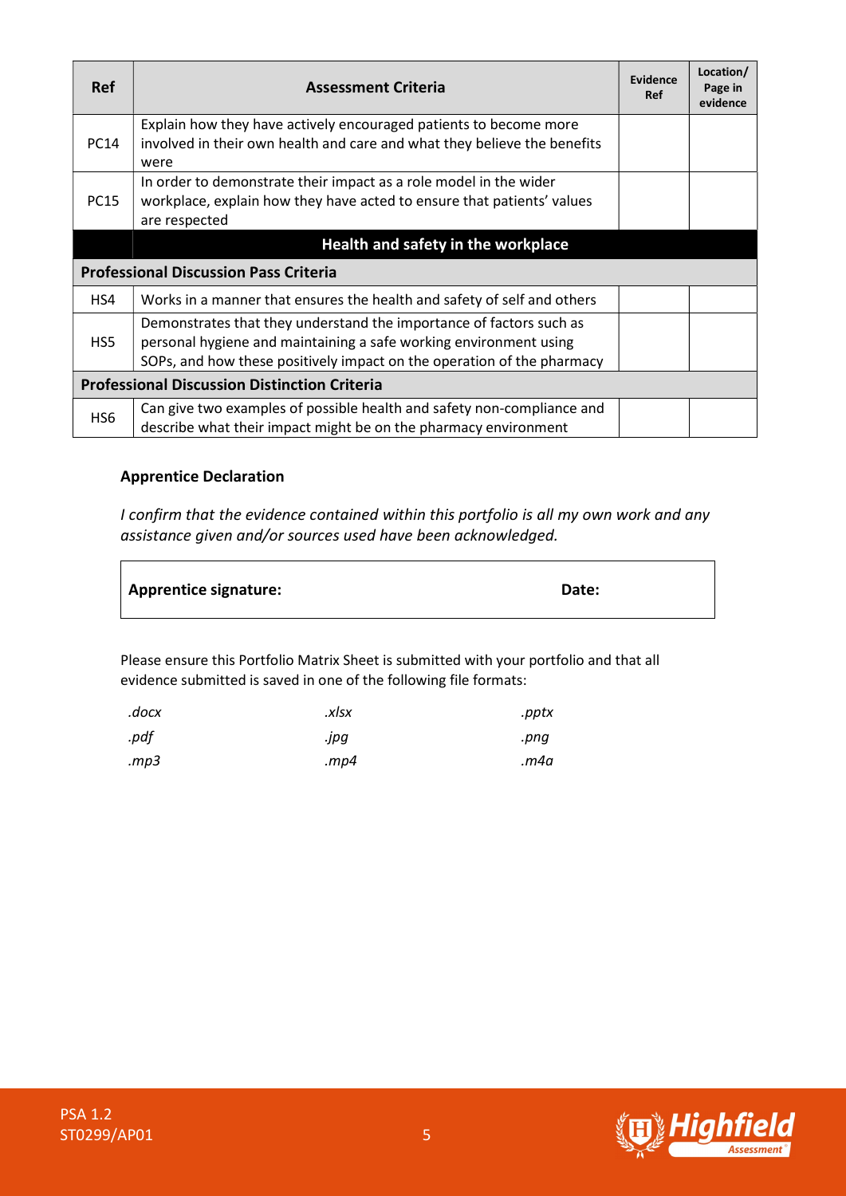| Ref | Assessment Criteria | Evidence Ref | Location/ Page in evidence |
|---|---|---|---|
| PC14 | Explain how they have actively encouraged patients to become more involved in their own health and care and what they believe the benefits were | | |
| PC15 | In order to demonstrate their impact as a role model in the wider workplace, explain how they have acted to ensure that patients' values are respected | | |
| | **Health and safety in the workplace** | | |
| **Professional Discussion Pass Criteria** | | | |
| HS4 | Works in a manner that ensures the health and safety of self and others | | |
| HS5 | Demonstrates that they understand the importance of factors such as personal hygiene and maintaining a safe working environment using SOPs, and how these positively impact on the operation of the pharmacy | | |
| **Professional Discussion Distinction Criteria** | | | |
| HS6 | Can give two examples of possible health and safety non-compliance and describe what their impact might be on the pharmacy environment | | |

**Apprentice Declaration**

*I confirm that the evidence contained within this portfolio is all my own work and any assistance given and/or sources used have been acknowledged.*

| | |
|---|---|
| **Apprentice signature:** | **Date:** |

Please ensure this Portfolio Matrix Sheet is submitted with your portfolio and that all evidence submitted is saved in one of the following file formats:

| | | |
|---|---|---|
| *.docx* | *.xlsx* | *.pptx* |
| *.pdf* | *.jpg* | *.png* |
| *.mp3* | *.mp4* | *.m4a* |